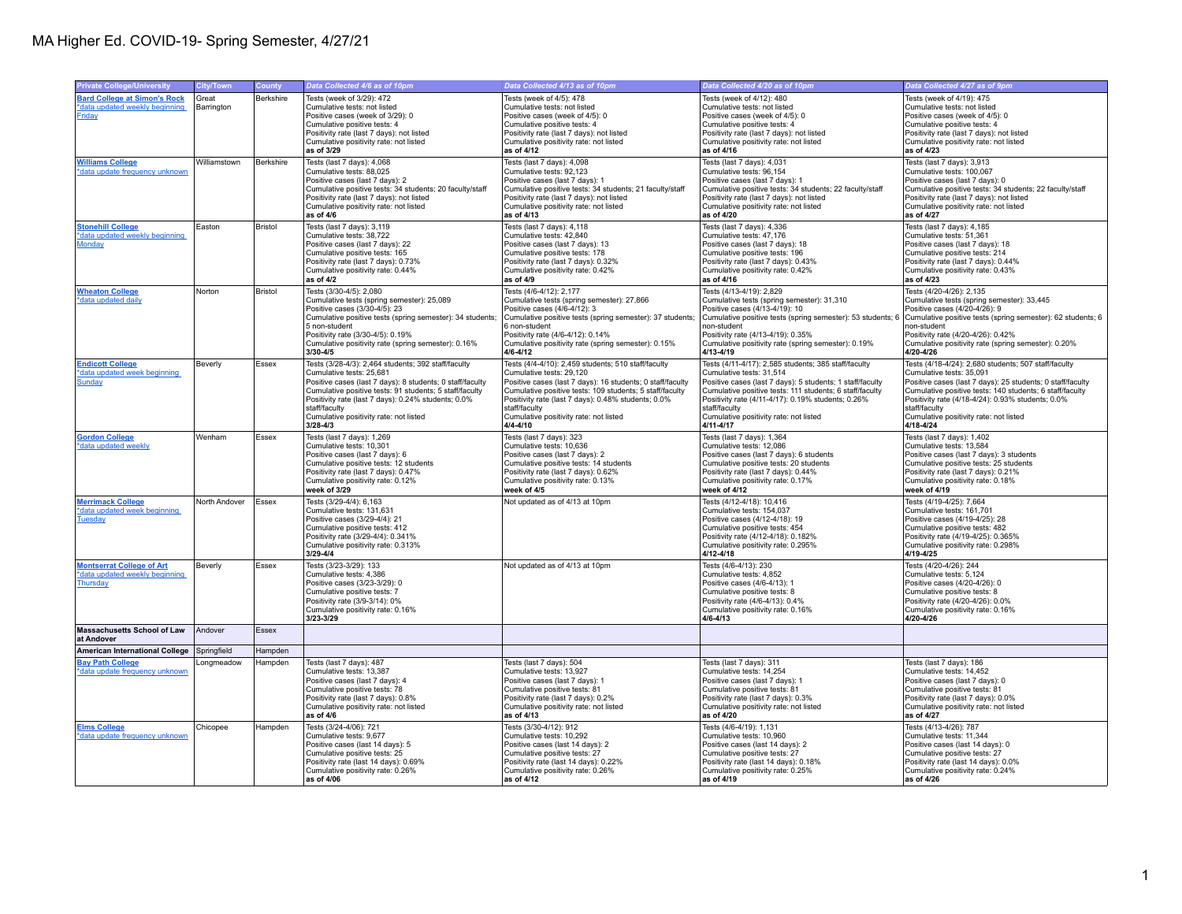# MA Higher Ed. COVID-19- Spring Semester, 4/27/21

| Private College/University | City/Town | County | Data Collected 4/6 as of 10pm | Data Collected 4/13 as of 10pm | Data Collected 4/20 as of 10pm | Data Collected 4/27 as of 9pm |
|---|---|---|---|---|---|---|
| **Bard College at Simon's Rock** *data updated weekly beginning Friday | Great Barrington | Berkshire | Tests (week of 3/29): 472<br>Cumulative tests: not listed<br>Positive cases (week of 3/29): 0<br>Cumulative positive tests: 4<br>Positivity rate (last 7 days): not listed<br>Cumulative positivity rate: not listed<br>**as of 3/29** | Tests (week of 4/5): 478<br>Cumulative tests: not listed<br>Positive cases (week of 4/5): 0<br>Cumulative positive tests: 4<br>Positivity rate (last 7 days): not listed<br>Cumulative positivity rate: not listed<br>**as of 4/12** | Tests (week of 4/12): 480<br>Cumulative tests: not listed<br>Positive cases (week of 4/5): 0<br>Cumulative positive tests: 4<br>Positivity rate (last 7 days): not listed<br>Cumulative positivity rate: not listed<br>**as of 4/16** | Tests (week of 4/19): 475<br>Cumulative tests: not listed<br>Positive cases (week of 4/5): 0<br>Cumulative positive tests: 4<br>Positivity rate (last 7 days): not listed<br>Cumulative positivity rate: not listed<br>**as of 4/23** |
| **Williams College** *data update frequency unknown | Williamstown | Berkshire | Tests (last 7 days): 4,068<br>Cumulative tests: 88,025<br>Positive cases (last 7 days): 2<br>Cumulative positive tests: 34 students; 20 faculty/staff<br>Positivity rate (last 7 days): not listed<br>Cumulative positivity rate: not listed<br>**as of 4/6** | Tests (last 7 days): 4,098<br>Cumulative tests: 92,123<br>Positive cases (last 7 days): 1<br>Cumulative positive tests: 34 students; 21 faculty/staff<br>Positivity rate (last 7 days): not listed<br>Cumulative positivity rate: not listed<br>**as of 4/13** | Tests (last 7 days): 4,031<br>Cumulative tests: 96,154<br>Positive cases (last 7 days): 1<br>Cumulative positive tests: 34 students; 22 faculty/staff<br>Positivity rate (last 7 days): not listed<br>Cumulative positivity rate: not listed<br>**as of 4/20** | Tests (last 7 days): 3,913<br>Cumulative tests: 100,067<br>Positive cases (last 7 days): 0<br>Cumulative positive tests: 34 students; 22 faculty/staff<br>Positivity rate (last 7 days): not listed<br>Cumulative positivity rate: not listed<br>**as of 4/27** |
| **Stonehill College** *data updated weekly beginning Monday | Easton | Bristol | Tests (last 7 days): 3,119<br>Cumulative tests: 38,722<br>Positive cases (last 7 days): 22<br>Cumulative positive tests: 165<br>Positivity rate (last 7 days): 0.73%<br>Cumulative positivity rate: 0.44%<br>**as of 4/2** | Tests (last 7 days): 4,118<br>Cumulative tests: 42,840<br>Positive cases (last 7 days): 13<br>Cumulative positive tests: 178<br>Positivity rate (last 7 days): 0.32%<br>Cumulative positivity rate: 0.42%<br>**as of 4/9** | Tests (last 7 days): 4,336<br>Cumulative tests: 47,176<br>Positive cases (last 7 days): 18<br>Cumulative positive tests: 196<br>Positivity rate (last 7 days): 0.43%<br>Cumulative positivity rate: 0.42%<br>**as of 4/16** | Tests (last 7 days): 4,185<br>Cumulative tests: 51,361<br>Positive cases (last 7 days): 18<br>Cumulative positive tests: 214<br>Positivity rate (last 7 days): 0.44%<br>Cumulative positivity rate: 0.43%<br>**as of 4/23** |
| **Wheaton College** *data updated daily | Norton | Bristol | Tests (3/30-4/5): 2,080<br>Cumulative tests (spring semester): 25,089<br>Positive cases (3/30-4/5): 23<br>Cumulative positive tests (spring semester): 34 students; 5 non-student<br>Positivity rate (3/30-4/5): 0.19%<br>Cumulative positivity rate (spring semester): 0.16%<br>**3/30-4/5** | Tests (4/6-4/12): 2,177<br>Cumulative tests (spring semester): 27,866<br>Positive cases (4/6-4/12): 3<br>Cumulative positive tests (spring semester): 37 students; 6 non-student<br>Positivity rate (4/6-4/12): 0.14%<br>Cumulative positivity rate (spring semester): 0.15%<br>**4/6-4/12** | Tests (4/13-4/19): 2,829<br>Cumulative tests (spring semester): 31,310<br>Positive cases (4/13-4/19): 10<br>Cumulative positive tests (spring semester): 53 students; 6 non-student<br>Positivity rate (4/13-4/19): 0.35%<br>Cumulative positivity rate (spring semester): 0.19%<br>**4/13-4/19** | Tests (4/20-4/26): 2,135<br>Cumulative tests (spring semester): 33,445<br>Positive cases (4/20-4/26): 9<br>Cumulative positive tests (spring semester): 62 students; 6 non-student<br>Positivity rate (4/20-4/26): 0.42%<br>Cumulative positivity rate (spring semester): 0.20%<br>**4/20-4/26** |
| **Endicott College** *data updated week beginning Sunday | Beverly | Essex | Tests (3/28-4/3): 2,464 students; 392 staff/faculty<br>Cumulative tests: 25,681<br>Positive cases (last 7 days): 8 students; 0 staff/faculty<br>Cumulative positive tests: 91 students; 5 staff/faculty<br>Positivity rate (last 7 days): 0.24% students; 0.0% staff/faculty<br>Cumulative positivity rate: not listed<br>**3/28-4/3** | Tests (4/4-4/10): 2,459 students; 510 staff/faculty<br>Cumulative tests: 29,120<br>Positive cases (last 7 days): 16 students; 0 staff/faculty<br>Cumulative positive tests: 109 students; 5 staff/faculty<br>Positivity rate (last 7 days): 0.48% students; 0.0% staff/faculty<br>Cumulative positivity rate: not listed<br>**4/4-4/10** | Tests (4/11-4/17): 2,585 students; 385 staff/faculty<br>Cumulative tests: 31,514<br>Positive cases (last 7 days): 5 students; 1 staff/faculty<br>Cumulative positive tests: 111 students; 6 staff/faculty<br>Positivity rate (4/11-4/17): 0.19% students; 0.26% staff/faculty<br>Cumulative positivity rate: not listed<br>**4/11-4/17** | Tests (4/18-4/24): 2,680 students; 507 staff/faculty<br>Cumulative tests: 35,091<br>Positive cases (last 7 days): 25 students; 0 staff/faculty<br>Cumulative positive tests: 140 students; 6 staff/faculty<br>Positivity rate (4/18-4/24): 0.93% students; 0.0% staff/faculty<br>Cumulative positivity rate: not listed<br>**4/18-4/24** |
| **Gordon College** *data updated weekly | Wenham | Essex | Tests (last 7 days): 1,269<br>Cumulative tests: 10,301<br>Positive cases (last 7 days): 6<br>Cumulative positive tests: 12 students<br>Positivity rate (last 7 days): 0.47%<br>Cumulative positivity rate: 0.12%<br>**week of 3/29** | Tests (last 7 days): 323<br>Cumulative tests: 10,636<br>Positive cases (last 7 days): 2<br>Cumulative positive tests: 14 students<br>Positivity rate (last 7 days): 0.62%<br>Cumulative positivity rate: 0.13%<br>**week of 4/5** | Tests (last 7 days): 1,364<br>Cumulative tests: 12,086<br>Positive cases (last 7 days): 6 students<br>Cumulative positive tests: 20 students<br>Positivity rate (last 7 days): 0.44%<br>Cumulative positivity rate: 0.17%<br>**week of 4/12** | Tests (last 7 days): 1,402<br>Cumulative tests: 13,584<br>Positive cases (last 7 days): 3 students<br>Cumulative positive tests: 25 students<br>Positivity rate (last 7 days): 0.21%<br>Cumulative positivity rate: 0.18%<br>**week of 4/19** |
| **Merrimack College** *data updated week beginning Tuesday | North Andover | Essex | Tests (3/29-4/4): 6,163<br>Cumulative tests: 131,631<br>Positive cases (3/29-4/4): 21<br>Cumulative positive tests: 412<br>Positivity rate (3/29-4/4): 0.341%<br>Cumulative positivity rate: 0.313%<br>**3/29-4/4** | Not updated as of 4/13 at 10pm | Tests (4/12-4/18): 10,416<br>Cumulative tests: 154,037<br>Positive cases (4/12-4/18): 19<br>Cumulative positive tests: 454<br>Positivity rate (4/12-4/18): 0.182%<br>Cumulative positivity rate: 0.295%<br>**4/12-4/18** | Tests (4/19-4/25): 7,664<br>Cumulative tests: 161,701<br>Positive cases (4/19-4/25): 28<br>Cumulative positive tests: 482<br>Positivity rate (4/19-4/25): 0.365%<br>Cumulative positivity rate: 0.298%<br>**4/19-4/25** |
| **Montserrat College of Art** *data updated weekly beginning Thursday | Beverly | Essex | Tests (3/23-3/29): 133<br>Cumulative tests: 4,386<br>Positive cases (3/23-3/29): 0<br>Cumulative positive tests: 7<br>Positivity rate (3/9-3/14): 0%<br>Cumulative positivity rate: 0.16%<br>**3/23-3/29** | Not updated as of 4/13 at 10pm | Tests (4/6-4/13): 230<br>Cumulative tests: 4,852<br>Positive cases (4/6-4/13): 1<br>Cumulative positive tests: 8<br>Positivity rate (4/6-4/13): 0.4%<br>Cumulative positivity rate: 0.16%<br>**4/6-4/13** | Tests (4/20-4/26): 244<br>Cumulative tests: 5,124<br>Positive cases (4/20-4/26): 0<br>Cumulative positive tests: 8<br>Positivity rate (4/20-4/26): 0.0%<br>Cumulative positivity rate: 0.16%<br>**4/20-4/26** |
| **Massachusetts School of Law at Andover** | Andover | Essex | | | | |
| **American International College** | Springfield | Hampden | | | | |
| **Bay Path College** *data update frequency unknown | Longmeadow | Hampden | Tests (last 7 days): 487<br>Cumulative tests: 13,387<br>Positive cases (last 7 days): 4<br>Cumulative positive tests: 78<br>Positivity rate (last 7 days): 0.8%<br>Cumulative positivity rate: not listed<br>**as of 4/6** | Tests (last 7 days): 504<br>Cumulative tests: 13,927<br>Positive cases (last 7 days): 1<br>Cumulative positive tests: 81<br>Positivity rate (last 7 days): 0.2%<br>Cumulative positivity rate: not listed<br>**as of 4/13** | Tests (last 7 days): 311<br>Cumulative tests: 14,254<br>Positive cases (last 7 days): 1<br>Cumulative positive tests: 81<br>Positivity rate (last 7 days): 0.3%<br>Cumulative positivity rate: not listed<br>**as of 4/20** | Tests (last 7 days): 186<br>Cumulative tests: 14,452<br>Positive cases (last 7 days): 0<br>Cumulative positive tests: 81<br>Positivity rate (last 7 days): 0.0%<br>Cumulative positivity rate: not listed<br>**as of 4/27** |
| **Elms College** *data update frequency unknown | Chicopee | Hampden | Tests (3/24-4/06): 721<br>Cumulative tests: 9,677<br>Positive cases (last 14 days): 5<br>Cumulative positive tests: 25<br>Positivity rate (last 14 days): 0.69%<br>Cumulative positivity rate: 0.26%<br>**as of 4/06** | Tests (3/30-4/12): 912<br>Cumulative tests: 10,292<br>Positive cases (last 14 days): 2<br>Cumulative positive tests: 27<br>Positivity rate (last 14 days): 0.22%<br>Cumulative positivity rate: 0.26%<br>**as of 4/12** | Tests (4/6-4/19): 1,131<br>Cumulative tests: 10,960<br>Positive cases (last 14 days): 2<br>Cumulative positive tests: 27<br>Positivity rate (last 14 days): 0.18%<br>Cumulative positivity rate: 0.25%<br>**as of 4/19** | Tests (4/13-4/26): 787<br>Cumulative tests: 11,344<br>Positive cases (last 14 days): 0<br>Cumulative positive tests: 27<br>Positivity rate (last 14 days): 0.0%<br>Cumulative positivity rate: 0.24%<br>**as of 4/26** |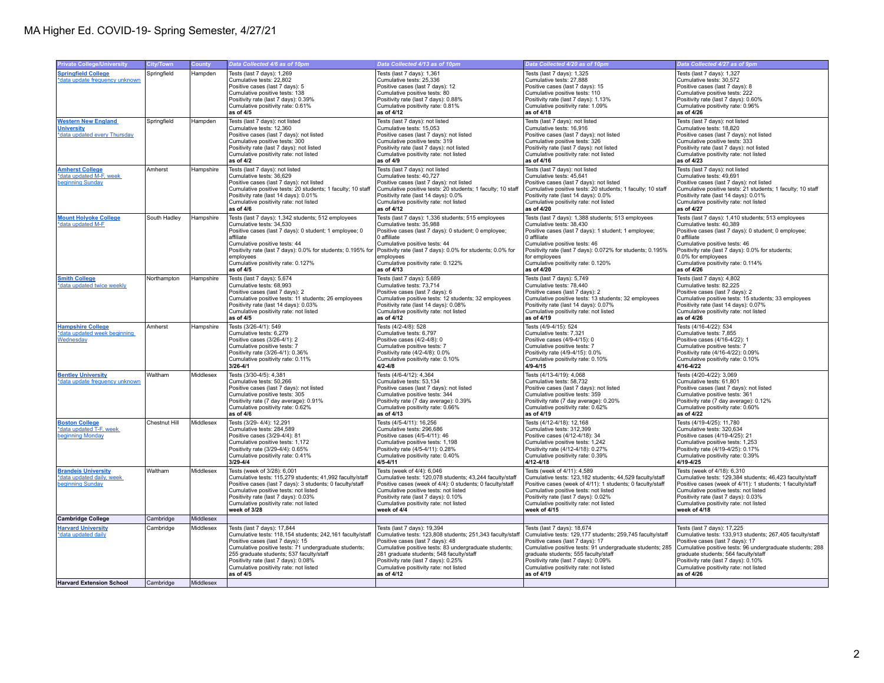# MA Higher Ed. COVID-19- Spring Semester, 4/27/21

| Private College/University | City/Town | County | Data Collected 4/6 as of 10pm | Data Collected 4/13 as of 10pm | Data Collected 4/20 as of 10pm | Data Collected 4/27 as of 9pm |
|---|---|---|---|---|---|---|
| **Springfield College** *data update frequency unknown | Springfield | Hampden | Tests (last 7 days): 1,269<br>Cumulative tests: 22,802<br>Positive cases (last 7 days): 5<br>Cumulative positive tests: 138<br>Positivity rate (last 7 days): 0.39%<br>Cumulative positivity rate: 0.61%<br>**as of 4/5** | Tests (last 7 days): 1,361<br>Cumulative tests: 25,336<br>Positive cases (last 7 days): 12<br>Cumulative positive tests: 80<br>Positivity rate (last 7 days): 0.88%<br>Cumulative positivity rate: 0.81%<br>**as of 4/12** | Tests (last 7 days): 1,325<br>Cumulative tests: 27,888<br>Positive cases (last 7 days): 15<br>Cumulative positive tests: 110<br>Positivity rate (last 7 days): 1.13%<br>Cumulative positivity rate: 1.09%<br>**as of 4/18** | Tests (last 7 days): 1,327<br>Cumulative tests: 30,572<br>Positive cases (last 7 days): 8<br>Cumulative positive tests: 222<br>Positivity rate (last 7 days): 0.60%<br>Cumulative positivity rate: 0.96%<br>**as of 4/26** |
| **Western New England University** *data updated every Thursday | Springfield | Hampden | Tests (last 7 days): not listed<br>Cumulative tests: 12,360<br>Positive cases (last 7 days): not listed<br>Cumulative positive tests: 300<br>Positivity rate (last 7 days): not listed<br>Cumulative positivity rate: not listed<br>**as of 4/2** | Tests (last 7 days): not listed<br>Cumulative tests: 15,053<br>Positive cases (last 7 days): not listed<br>Cumulative positive tests: 319<br>Positivity rate (last 7 days): not listed<br>Cumulative positivity rate: not listed<br>**as of 4/9** | Tests (last 7 days): not listed<br>Cumulative tests: 16,916<br>Positive cases (last 7 days): not listed<br>Cumulative positive tests: 326<br>Positivity rate (last 7 days): not listed<br>Cumulative positivity rate: not listed<br>**as of 4/16** | Tests (last 7 days): not listed<br>Cumulative tests: 18,820<br>Positive cases (last 7 days): not listed<br>Cumulative positive tests: 333<br>Positivity rate (last 7 days): not listed<br>Cumulative positivity rate: not listed<br>**as of 4/23** |
| **Amherst College** *data updated M-F, week beginning Sunday | Amherst | Hampshire | Tests (last 7 days): not listed<br>Cumulative tests: 36,629<br>Positive cases (last 7 days): not listed<br>Cumulative positive tests: 20 students; 1 faculty; 10 staff<br>Positivity rate (last 14 days): 0.01%<br>Cumulative positivity rate: not listed<br>**as of 4/6** | Tests (last 7 days): not listed<br>Cumulative tests: 40,727<br>Positive cases (last 7 days): not listed<br>Cumulative positive tests: 20 students; 1 faculty; 10 staff<br>Positivity rate (last 14 days): 0.0%<br>Cumulative positivity rate: not listed<br>**as of 4/12** | Tests (last 7 days): not listed<br>Cumulative tests: 45,641<br>Positive cases (last 7 days): not listed<br>Cumulative positive tests: 20 students; 1 faculty; 10 staff<br>Positivity rate (last 14 days): 0.0%<br>Cumulative positivity rate: not listed<br>**as of 4/20** | Tests (last 7 days): not listed<br>Cumulative tests: 49,691<br>Positive cases (last 7 days): not listed<br>Cumulative positive tests: 21 students; 1 faculty; 10 staff<br>Positivity rate (last 14 days): 0.01%<br>Cumulative positivity rate: not listed<br>**as of 4/27** |
| **Mount Holyoke College** *data updated M-F | South Hadley | Hampshire | Tests (last 7 days): 1,342 students; 512 employees<br>Cumulative tests: 34,530<br>Positive cases (last 7 days): 0 student; 1 employee; 0 affiliate<br>Cumulative positive tests: 44<br>Positivity rate (last 7 days): 0.0% for students; 0.195% for employees<br>Cumulative positivity rate: 0.127%<br>**as of 4/5** | Tests (last 7 days): 1,336 students; 515 employees<br>Cumulative tests: 35,988<br>Positive cases (last 7 days): 0 student; 0 employee; 0 affiliate<br>Cumulative positive tests: 44<br>Positivity rate (last 7 days): 0.0% for students; 0.0% for employees<br>Cumulative positivity rate: 0.122%<br>**as of 4/13** | Tests (last 7 days): 1,388 students; 513 employees<br>Cumulative tests: 38,430<br>Positive cases (last 7 days): 1 student; 1 employee; 0 affiliate<br>Cumulative positive tests: 46<br>Positivity rate (last 7 days): 0.072% for students; 0.195% for employees<br>Cumulative positivity rate: 0.120%<br>**as of 4/20** | Tests (last 7 days): 1,410 students; 513 employees<br>Cumulative tests: 40,389<br>Positive cases (last 7 days): 0 student; 0 employee; 0 affiliate<br>Cumulative positive tests: 46<br>Positivity rate (last 7 days): 0.0% for students; 0.0% for employees<br>Cumulative positivity rate: 0.114%<br>**as of 4/26** |
| **Smith College** *data updated twice weekly | Northampton | Hampshire | Tests (last 7 days): 5,674<br>Cumulative tests: 68,993<br>Positive cases (last 7 days): 2<br>Cumulative positive tests: 11 students; 26 employees<br>Positivity rate (last 14 days): 0.03%<br>Cumulative positivity rate: not listed<br>**as of 4/5** | Tests (last 7 days): 5,689<br>Cumulative tests: 73,714<br>Positive cases (last 7 days): 6<br>Cumulative positive tests: 12 students; 32 employees<br>Positivity rate (last 14 days): 0.08%<br>Cumulative positivity rate: not listed<br>**as of 4/12** | Tests (last 7 days): 5,749<br>Cumulative tests: 78,440<br>Positive cases (last 7 days): 2<br>Cumulative positive tests: 13 students; 32 employees<br>Positivity rate (last 14 days): 0.07%<br>Cumulative positivity rate: not listed<br>**as of 4/19** | Tests (last 7 days): 4,802<br>Cumulative tests: 82,225<br>Positive cases (last 7 days): 2<br>Cumulative positive tests: 15 students; 33 employees<br>Positivity rate (last 14 days): 0.07%<br>Cumulative positivity rate: not listed<br>**as of 4/26** |
| **Hampshire College** *data updated week beginning Wednesday | Amherst | Hampshire | Tests (3/26-4/1): 549<br>Cumulative tests: 6,279<br>Positive cases (3/26-4/1): 2<br>Cumulative positive tests: 7<br>Positivity rate (3/26-4/1): 0.36%<br>Cumulative positivity rate: 0.11%<br>**3/26-4/1** | Tests (4/2-4/8): 528<br>Cumulative tests: 6,797<br>Positive cases (4/2-4/8): 0<br>Cumulative positive tests: 7<br>Positivity rate (4/2-4/8): 0.0%<br>Cumulative positivity rate: 0.10%<br>**4/2-4/8** | Tests (4/9-4/15): 524<br>Cumulative tests: 7,321<br>Positive cases (4/9-4/15): 0<br>Cumulative positive tests: 7<br>Positivity rate (4/9-4/15): 0.0%<br>Cumulative positivity rate: 0.10%<br>**4/9-4/15** | Tests (4/16-4/22): 534<br>Cumulative tests: 7,855<br>Positive cases (4/16-4/22): 1<br>Cumulative positive tests: 7<br>Positivity rate (4/16-4/22): 0.09%<br>Cumulative positivity rate: 0.10%<br>**4/16-4/22** |
| **Bentley University** *data update frequency unknown | Waltham | Middlesex | Tests (3/30-4/5): 4,381<br>Cumulative tests: 50,266<br>Positive cases (last 7 days): not listed<br>Cumulative positive tests: 305<br>Positivity rate (7 day average): 0.91%<br>Cumulative positivity rate: 0.62%<br>**as of 4/6** | Tests (4/6-4/12): 4,364<br>Cumulative tests: 53,134<br>Positive cases (last 7 days): not listed<br>Cumulative positive tests: 344<br>Positivity rate (7 day average): 0.39%<br>Cumulative positivity rate: 0.66%<br>**as of 4/13** | Tests (4/13-4/19): 4,068<br>Cumulative tests: 58,732<br>Positive cases (last 7 days): not listed<br>Cumulative positive tests: 359<br>Positivity rate (7 day average): 0.20%<br>Cumulative positivity rate: 0.62%<br>**as of 4/19** | Tests (4/20-4/22): 3,069<br>Cumulative tests: 61,801<br>Positive cases (last 7 days): not listed<br>Cumulative positive tests: 361<br>Positivity rate (7 day average): 0.12%<br>Cumulative positivity rate: 0.60%<br>**as of 4/22** |
| **Boston College** *data updated T-F, week beginning Monday | Chestnut Hill | Middlesex | Tests (3/29- 4/4): 12,291<br>Cumulative tests: 284,589<br>Positive cases (3/29-4/4): 81<br>Cumulative positive tests: 1,172<br>Positivity rate (3/29-4/4): 0.65%<br>Cumulative positivity rate: 0.41%<br>**3/29-4/4** | Tests (4/5-4/11): 16,256<br>Cumulative tests: 296,686<br>Positive cases (4/5-4/11): 46<br>Cumulative positive tests: 1,198<br>Positivity rate (4/5-4/11): 0.28%<br>Cumulative positivity rate: 0.40%<br>**4/5-4/11** | Tests (4/12-4/18): 12,168<br>Cumulative tests: 312,399<br>Positive cases (4/12-4/18): 34<br>Cumulative positive tests: 1,242<br>Positivity rate (4/12-4/18): 0.27%<br>Cumulative positivity rate: 0.39%<br>**4/12-4/18** | Tests (4/19-4/25): 11,780<br>Cumulative tests: 320,634<br>Positive cases (4/19-4/25): 21<br>Cumulative positive tests: 1,253<br>Positivity rate (4/19-4/25): 0.17%<br>Cumulative positivity rate: 0.39%<br>**4/19-4/25** |
| **Brandeis University** *data updated daily, week beginning Sunday | Waltham | Middlesex | Tests (week of 3/28): 6,001<br>Cumulative tests: 115,279 students; 41,992 faculty/staff<br>Positive cases (last 7 days): 3 students; 0 faculty/staff<br>Cumulative positive tests: not listed<br>Positivity rate (last 7 days): 0.03%<br>Cumulative positivity rate: not listed<br>**week of 3/28** | Tests (week of 4/4): 6,046<br>Cumulative tests: 120,078 students; 43,244 faculty/staff<br>Positive cases (week of 4/4): 0 students; 0 faculty/staff<br>Cumulative positive tests: not listed<br>Positivity rate (last 7 days): 0.10%<br>Cumulative positivity rate: not listed<br>**week of 4/4** | Tests (week of 4/11): 4,589<br>Cumulative tests: 123,182 students; 44,529 faculty/staff<br>Positive cases (week of 4/11): 1 students; 0 faculty/staff<br>Cumulative positive tests: not listed<br>Positivity rate (last 7 days): 0.02%<br>Cumulative positivity rate: not listed<br>**week of 4/15** | Tests (week of 4/18): 6,310<br>Cumulative tests: 129,384 students; 46,423 faculty/staff<br>Positive cases (week of 4/11): 1 students; 1 faculty/staff<br>Cumulative positive tests: not listed<br>Positivity rate (last 7 days): 0.03%<br>Cumulative positivity rate: not listed<br>**week of 4/18** |
| **Cambridge College** | Cambridge | Middlesex | | | | |
| **Harvard University** *data updated daily | Cambridge | Middlesex | Tests (last 7 days): 17,844<br>Cumulative tests: 118,154 students; 242,161 faculty/staff<br>Positive cases (last 7 days): 15<br>Cumulative positive tests: 71 undergraduate students; 255 graduate students; 537 faculty/staff<br>Positivity rate (last 7 days): 0.08%<br>Cumulative positivity rate: not listed<br>**as of 4/5** | Tests (last 7 days): 19,394<br>Cumulative tests: 123,808 students; 251,343 faculty/staff<br>Positive cases (last 7 days): 48<br>Cumulative positive tests: 83 undergraduate students; 281 graduate students; 548 faculty/staff<br>Positivity rate (last 7 days): 0.25%<br>Cumulative positivity rate: not listed<br>**as of 4/12** | Tests (last 7 days): 18,674<br>Cumulative tests: 129,177 students; 259,745 faculty/staff<br>Positive cases (last 7 days): 17<br>Cumulative positive tests: 91 undergraduate students; 285 graduate students; 555 faculty/staff<br>Positivity rate (last 7 days): 0.09%<br>Cumulative positivity rate: not listed<br>**as of 4/19** | Tests (last 7 days): 17,225<br>Cumulative tests: 133,913 students; 267,405 faculty/staff<br>Positive cases (last 7 days): 17<br>Cumulative positive tests: 96 undergraduate students; 288 graduate students; 564 faculty/staff<br>Positivity rate (last 7 days): 0.10%<br>Cumulative positivity rate: not listed<br>**as of 4/26** |
| **Harvard Extension School** | Cambridge | Middlesex | | | | |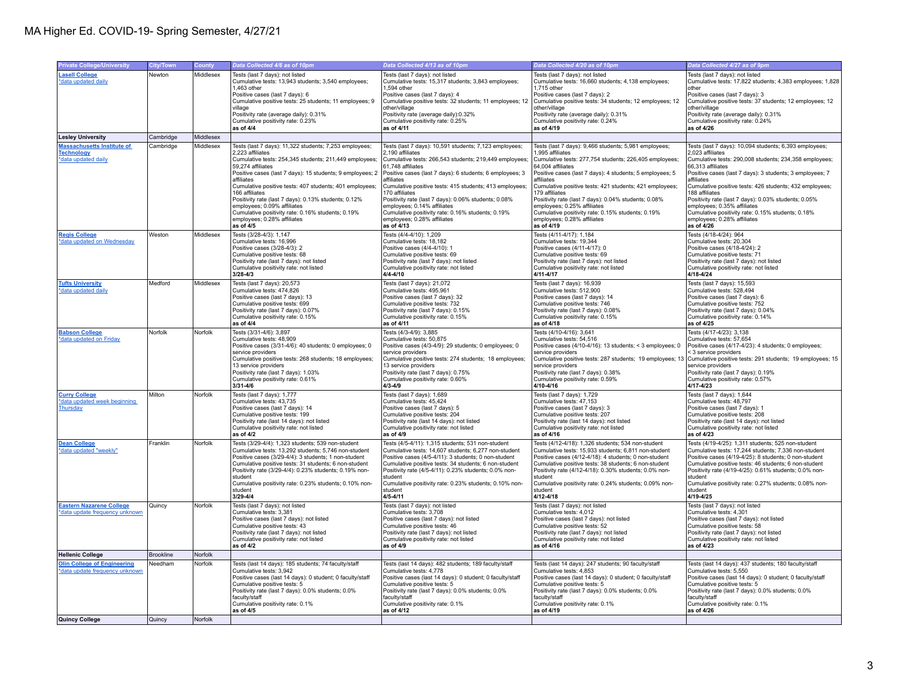# MA Higher Ed. COVID-19- Spring Semester, 4/27/21

| Private College/University | City/Town | County | Data Collected 4/6 as of 10pm | Data Collected 4/13 as of 10pm | Data Collected 4/20 as of 10pm | Data Collected 4/27 as of 9pm |
|---|---|---|---|---|---|---|
| **Lasell College** *data updated daily | Newton | Middlesex | Tests (last 7 days): not listed<br>Cumulative tests: 13,943 students; 3,540 employees; 1,463 other<br>Positive cases (last 7 days): 6<br>Cumulative positive tests: 25 students; 11 employees; 9 village<br>Positivity rate (average daily): 0.31%<br>Cumulative positivity rate: 0.23%<br>**as of 4/4** | Tests (last 7 days): not listed<br>Cumulative tests: 15,317 students; 3,843 employees; 1,594 other<br>Positive cases (last 7 days): 4<br>Cumulative positive tests: 32 students; 11 employees; 12 other/village<br>Positivity rate (average daily):0.32%<br>Cumulative positivity rate: 0.25%<br>**as of 4/11** | Tests (last 7 days): not listed<br>Cumulative tests: 16,660 students; 4,138 employees; 1,715 other<br>Positive cases (last 7 days): 2<br>Cumulative positive tests: 34 students; 12 employees; 12 other/village<br>Positivity rate (average daily): 0.31%<br>Cumulative positivity rate: 0.24%<br>**as of 4/19** | Tests (last 7 days): not listed<br>Cumulative tests: 17,822 students; 4,383 employees; 1,828 other<br>Positive cases (last 7 days): 3<br>Cumulative positive tests: 37 students; 12 employees; 12 other/village<br>Positivity rate (average daily): 0.31%<br>Cumulative positivity rate: 0.24%<br>**as of 4/26** |
| **Lesley University** | Cambridge | Middlesex | | | | |
| **Massachusetts Institute of Technology** *data updated daily | Cambridge | Middlesex | Tests (last 7 days): 11,322 students; 7,253 employees; 2,223 affiliates<br>Cumulative tests: 254,345 students; 211,449 employees; 59,274 affiliates<br>Positive cases (last 7 days): 15 students; 9 employees; 2 affiliates<br>Cumulative positive tests: 407 students; 401 employees; 166 affiliates<br>Positivity rate (last 7 days): 0.13% students; 0.12% employees; 0.09% affiliates<br>Cumulative positivity rate: 0.16% students; 0.19% employees; 0.28% affiliates<br>**as of 4/5** | Tests (last 7 days): 10,591 students; 7,123 employees; 2,190 affiliates<br>Cumulative tests: 266,543 students; 219,449 employees; 61,748 affiliates<br>Positive cases (last 7 days): 6 students; 6 employees; 3 affiliates<br>Cumulative positive tests: 415 students; 413 employees; 170 affiliates<br>Positivity rate (last 7 days): 0.06% students; 0.08% employees; 0.14% affiliates<br>Cumulative positivity rate: 0.16% students; 0.19% employees; 0.28% affiliates<br>**as of 4/13** | Tests (last 7 days): 9,466 students; 5,981 employees; 1,995 affiliates<br>Cumulative tests: 277,754 students; 226,405 employees; 64,004 affiliates<br>Positive cases (last 7 days): 4 students; 5 employees; 5 affiliates<br>Cumulative positive tests: 421 students; 421 employees; 179 affiliates<br>Positivity rate (last 7 days): 0.04% students; 0.08% employees; 0.25% affiliates<br>Cumulative positivity rate: 0.15% students; 0.19% employees; 0.28% affiliates<br>**as of 4/19** | Tests (last 7 days): 10,094 students; 6,393 employees; 2,023 affiliates<br>Cumulative tests: 290,008 students; 234,358 employees; 66,313 affiliates<br>Positive cases (last 7 days): 3 students; 3 employees; 7 affiliates<br>Cumulative positive tests: 426 students; 432 employees; 188 affiliates<br>Positivity rate (last 7 days): 0.03% students; 0.05% employees; 0.35% affiliates<br>Cumulative positivity rate: 0.15% students; 0.18% employees; 0.28% affiliates<br>**as of 4/26** |
| **Regis College** *data updated on Wednesday | Weston | Middlesex | Tests (3/28-4/3): 1,147<br>Cumulative tests: 16,996<br>Positive cases (3/28-4/3): 2<br>Cumulative positive tests: 68<br>Positivity rate (last 7 days): not listed<br>Cumulative positivity rate: not listed<br>**3/28-4/3** | Tests (4/4-4/10): 1,209<br>Cumulative tests: 18,182<br>Positive cases (4/4-4/10): 1<br>Cumulative positive tests: 69<br>Positivity rate (last 7 days): not listed<br>Cumulative positivity rate: not listed<br>**4/4-4/10** | Tests (4/11-4/17): 1,184<br>Cumulative tests: 19,344<br>Positive cases (4/11-4/17): 0<br>Cumulative positive tests: 69<br>Positivity rate (last 7 days): not listed<br>Cumulative positivity rate: not listed<br>**4/11-4/17** | Tests (4/18-4/24): 964<br>Cumulative tests: 20,304<br>Positive cases (4/18-4/24): 2<br>Cumulative positive tests: 71<br>Positivity rate (last 7 days): not listed<br>Cumulative positivity rate: not listed<br>**4/18-4/24** |
| **Tufts University** *data updated daily | Medford | Middlesex | Tests (last 7 days): 20,573<br>Cumulative tests: 474,826<br>Positive cases (last 7 days): 13<br>Cumulative positive tests: 699<br>Positivity rate (last 7 days): 0.07%<br>Cumulative positivity rate: 0.15%<br>**as of 4/4** | Tests (last 7 days): 21,072<br>Cumulative tests: 495,961<br>Positive cases (last 7 days): 32<br>Cumulative positive tests: 732<br>Positivity rate (last 7 days): 0.15%<br>Cumulative positivity rate: 0.15%<br>**as of 4/11** | Tests (last 7 days): 16,939<br>Cumulative tests: 512,900<br>Positive cases (last 7 days): 14<br>Cumulative positive tests: 746<br>Positivity rate (last 7 days): 0.08%<br>Cumulative positivity rate: 0.15%<br>**as of 4/18** | Tests (last 7 days): 15,593<br>Cumulative tests: 528,494<br>Positive cases (last 7 days): 6<br>Cumulative positive tests: 752<br>Positivity rate (last 7 days): 0.04%<br>Cumulative positivity rate: 0.14%<br>**as of 4/25** |
| **Babson College** *data updated on Friday | Norfolk | Norfolk | Tests (3/31-4/6): 3,897<br>Cumulative tests: 48,909<br>Positive cases (3/31-4/6): 40 students; 0 employees; 0 service providers<br>Cumulative positive tests: 268 students; 18 employees; 13 service providers<br>Positivity rate (last 7 days): 1.03%<br>Cumulative positivity rate: 0.61%<br>**3/31-4/6** | Tests (4/3-4/9): 3,885<br>Cumulative tests: 50,875<br>Positive cases (4/3-4/9): 29 students; 0 employees; 0 service providers<br>Cumulative positive tests: 274 students; 18 employees; 13 service providers<br>Positivity rate (last 7 days): 0.75%<br>Cumulative positivity rate: 0.60%<br>**4/3-4/9** | Tests (4/10-4/16): 3,641<br>Cumulative tests: 54,516<br>Positive cases (4/10-4/16): 13 students; < 3 employees; 0 service providers<br>Cumulative positive tests: 287 students; 19 employees; 13 service providers<br>Positivity rate (last 7 days): 0.38%<br>Cumulative positivity rate: 0.59%<br>**4/10-4/16** | Tests (4/17-4/23): 3,138<br>Cumulative tests: 57,654<br>Positive cases (4/17-4/23): 4 students; 0 employees; < 3 service providers<br>Cumulative positive tests: 291 students; 19 employees; 15 service providers<br>Positivity rate (last 7 days): 0.19%<br>Cumulative positivity rate: 0.57%<br>**4/17-4/23** |
| **Curry College** *data updated week beginning Thursday | Milton | Norfolk | Tests (last 7 days): 1,777<br>Cumulative tests: 43,735<br>Positive cases (last 7 days): 14<br>Cumulative positive tests: 199<br>Positivity rate (last 14 days): not listed<br>Cumulative positivity rate: not listed<br>**as of 4/2** | Tests (last 7 days): 1,689<br>Cumulative tests: 45,424<br>Positive cases (last 7 days): 5<br>Cumulative positive tests: 204<br>Positivity rate (last 14 days): not listed<br>Cumulative positivity rate: not listed<br>**as of 4/9** | Tests (last 7 days): 1,729<br>Cumulative tests: 47,153<br>Positive cases (last 7 days): 3<br>Cumulative positive tests: 207<br>Positivity rate (last 14 days): not listed<br>Cumulative positivity rate: not listed<br>**as of 4/16** | Tests (last 7 days): 1,644<br>Cumulative tests: 48,797<br>Positive cases (last 7 days): 1<br>Cumulative positive tests: 208<br>Positivity rate (last 14 days): not listed<br>Cumulative positivity rate: not listed<br>**as of 4/23** |
| **Dean College** *data updated "weekly" | Franklin | Norfolk | Tests (3/29-4/4): 1,323 students; 539 non-student<br>Cumulative tests: 13,292 students; 5,746 non-student<br>Positive cases (3/29-4/4): 3 students; 1 non-student<br>Cumulative positive tests: 31 students; 6 non-student<br>Positivity rate (3/29-4/4): 0.23% students; 0.19% non-student<br>Cumulative positivity rate: 0.23% students; 0.10% non-student<br>**3/29-4/4** | Tests (4/5-4/11): 1,315 students; 531 non-student<br>Cumulative tests: 14,607 students; 6,277 non-student<br>Positive cases (4/5-4/11): 3 students; 0 non-student<br>Cumulative positive tests: 34 students; 6 non-student<br>Positivity rate (4/5-4/11): 0.23% students; 0.0% non-student<br>Cumulative positivity rate: 0.23% students; 0.10% non-student<br>**4/5-4/11** | Tests (4/12-4/18): 1,326 students; 534 non-student<br>Cumulative tests: 15,933 students; 6,811 non-student<br>Positive cases (4/12-4/18): 4 students; 0 non-student<br>Cumulative positive tests: 38 students; 6 non-student<br>Positivity rate (4/12-4/18): 0.30% students; 0.0% non-student<br>Cumulative positivity rate: 0.24% students; 0.09% non-student<br>**4/12-4/18** | Tests (4/19-4/25): 1,311 students; 525 non-student<br>Cumulative tests: 17,244 students; 7,336 non-student<br>Positive cases (4/19-4/25): 8 students; 0 non-student<br>Cumulative positive tests: 46 students; 6 non-student<br>Positivity rate (4/19-4/25): 0.61% students; 0.0% non-student<br>Cumulative positivity rate: 0.27% students; 0.08% non-student<br>**4/19-4/25** |
| **Eastern Nazarene College** *data update frequency unknown | Quincy | Norfolk | Tests (last 7 days): not listed<br>Cumulative tests: 3,381<br>Positive cases (last 7 days): not listed<br>Cumulative positive tests: 43<br>Positivity rate (last 7 days): not listed<br>Cumulative positivity rate: not listed<br>**as of 4/2** | Tests (last 7 days): not listed<br>Cumulative tests: 3,708<br>Positive cases (last 7 days): not listed<br>Cumulative positive tests: 46<br>Positivity rate (last 7 days): not listed<br>Cumulative positivity rate: not listed<br>**as of 4/9** | Tests (last 7 days): not listed<br>Cumulative tests: 4,012<br>Positive cases (last 7 days): not listed<br>Cumulative positive tests: 52<br>Positivity rate (last 7 days): not listed<br>Cumulative positivity rate: not listed<br>**as of 4/16** | Tests (last 7 days): not listed<br>Cumulative tests: 4,301<br>Positive cases (last 7 days): not listed<br>Cumulative positive tests: 58<br>Positivity rate (last 7 days): not listed<br>Cumulative positivity rate: not listed<br>**as of 4/23** |
| **Hellenic College** | Brookline | Norfolk | | | | |
| **Olin College of Engineering** *data update frequency unknown | Needham | Norfolk | Tests (last 14 days): 185 students; 74 faculty/staff<br>Cumulative tests: 3,942<br>Positive cases (last 14 days): 0 student; 0 faculty/staff<br>Cumulative positive tests: 5<br>Positivity rate (last 7 days): 0.0% students; 0.0% faculty/staff<br>Cumulative positivity rate: 0.1%<br>**as of 4/5** | Tests (last 14 days): 482 students; 189 faculty/staff<br>Cumulative tests: 4,778<br>Positive cases (last 14 days): 0 student; 0 faculty/staff<br>Cumulative positive tests: 5<br>Positivity rate (last 7 days): 0.0% students; 0.0% faculty/staff<br>Cumulative positivity rate: 0.1%<br>**as of 4/12** | Tests (last 14 days): 247 students; 90 faculty/staff<br>Cumulative tests: 4,853<br>Positive cases (last 14 days): 0 student; 0 faculty/staff<br>Cumulative positive tests: 5<br>Positivity rate (last 7 days): 0.0% students; 0.0% faculty/staff<br>Cumulative positivity rate: 0.1%<br>**as of 4/19** | Tests (last 14 days): 437 students; 180 faculty/staff<br>Cumulative tests: 5,550<br>Positive cases (last 14 days): 0 student; 0 faculty/staff<br>Cumulative positive tests: 5<br>Positivity rate (last 7 days): 0.0% students; 0.0% faculty/staff<br>Cumulative positivity rate: 0.1%<br>**as of 4/26** |
| **Quincy College** | Quincy | Norfolk | | | | |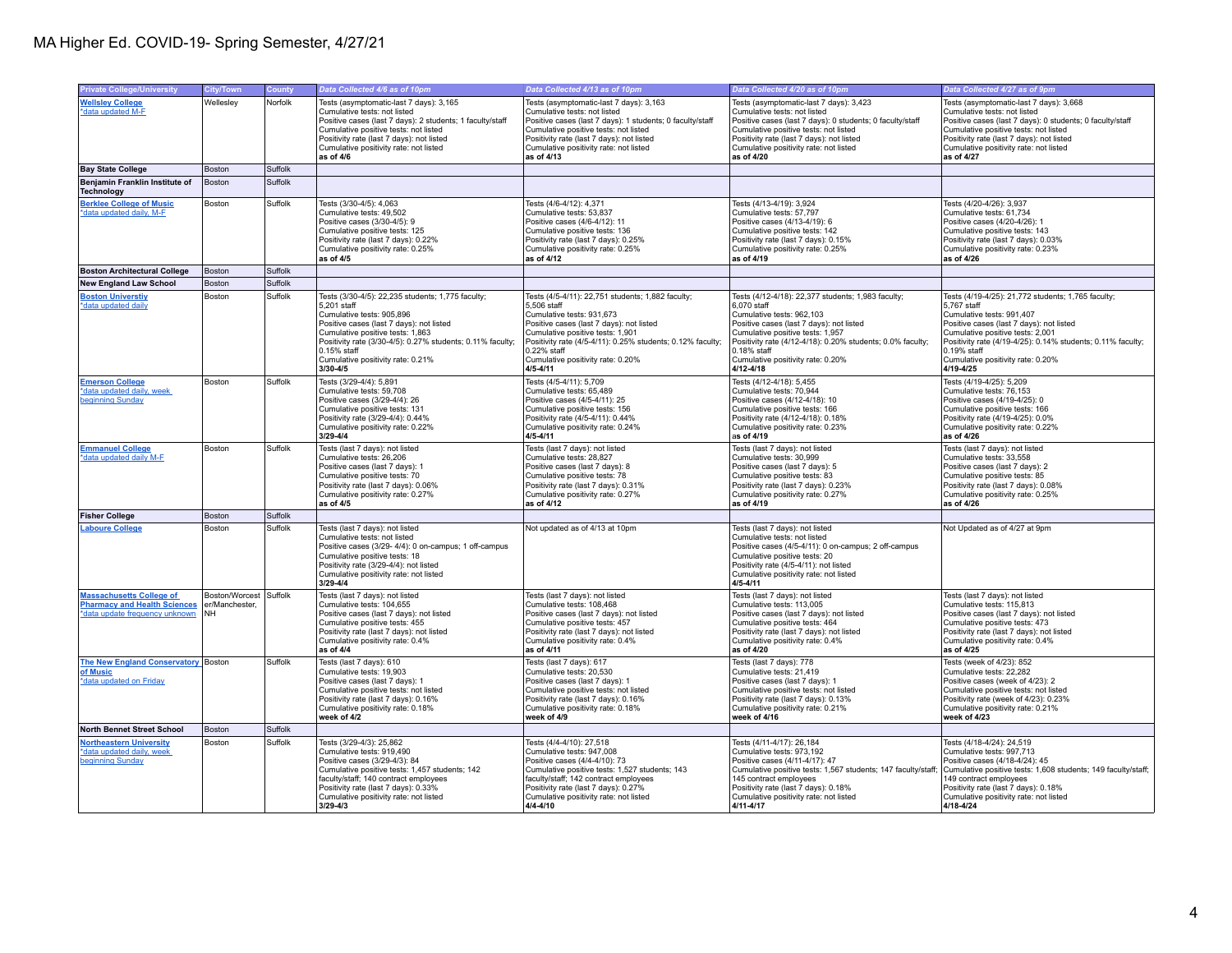# MA Higher Ed. COVID-19- Spring Semester, 4/27/21

| Private College/University | City/Town | County | Data Collected 4/6 as of 10pm | Data Collected 4/13 as of 10pm | Data Collected 4/20 as of 10pm | Data Collected 4/27 as of 9pm |
|---|---|---|---|---|---|---|
| **Wellsley College** *data updated M-F | Wellesley | Norfolk | Tests (asymptomatic-last 7 days): 3,165<br>Cumulative tests: not listed<br>Positive cases (last 7 days): 2 students; 1 faculty/staff<br>Cumulative positive tests: not listed<br>Positivity rate (last 7 days): not listed<br>Cumulative positivity rate: not listed<br>**as of 4/6** | Tests (asymptomatic-last 7 days): 3,163<br>Cumulative tests: not listed<br>Positive cases (last 7 days): 1 students; 0 faculty/staff<br>Cumulative positive tests: not listed<br>Positivity rate (last 7 days): not listed<br>Cumulative positivity rate: not listed<br>**as of 4/13** | Tests (asymptomatic-last 7 days): 3,423<br>Cumulative tests: not listed<br>Positive cases (last 7 days): 0 students; 0 faculty/staff<br>Cumulative positive tests: not listed<br>Positivity rate (last 7 days): not listed<br>Cumulative positivity rate: not listed<br>**as of 4/20** | Tests (asymptomatic-last 7 days): 3,668<br>Cumulative tests: not listed<br>Positive cases (last 7 days): 0 students; 0 faculty/staff<br>Cumulative positive tests: not listed<br>Positivity rate (last 7 days): not listed<br>Cumulative positivity rate: not listed<br>**as of 4/27** |
| **Bay State College** | Boston | Suffolk | | | | |
| **Benjamin Franklin Institute of Technology** | Boston | Suffolk | | | | |
| **Berklee College of Music** *data updated daily, M-F | Boston | Suffolk | Tests (3/30-4/5): 4,063<br>Cumulative tests: 49,502<br>Positive cases (3/30-4/5): 9<br>Cumulative positive tests: 125<br>Positivity rate (last 7 days): 0.22%<br>Cumulative positivity rate: 0.25%<br>**as of 4/5** | Tests (4/6-4/12): 4,371<br>Cumulative tests: 53,837<br>Positive cases (4/6-4/12): 11<br>Cumulative positive tests: 136<br>Positivity rate (last 7 days): 0.25%<br>Cumulative positivity rate: 0.25%<br>**as of 4/12** | Tests (4/13-4/19): 3,924<br>Cumulative tests: 57,797<br>Positive cases (4/13-4/19): 6<br>Cumulative positive tests: 142<br>Positivity rate (last 7 days): 0.15%<br>Cumulative positivity rate: 0.25%<br>**as of 4/19** | Tests (4/20-4/26): 3,937<br>Cumulative tests: 61,734<br>Positive cases (4/20-4/26): 1<br>Cumulative positive tests: 143<br>Positivity rate (last 7 days): 0.03%<br>Cumulative positivity rate: 0.23%<br>**as of 4/26** |
| **Boston Architectural College** | Boston | Suffolk | | | | |
| **New England Law School** | Boston | Suffolk | | | | |
| **Boston Universtiy** *data updated daily | Boston | Suffolk | Tests (3/30-4/5): 22,235 students; 1,775 faculty; 5,201 staff<br>Cumulative tests: 905,896<br>Positive cases (last 7 days): not listed<br>Cumulative positive tests: 1,863<br>Positivity rate (3/30-4/5): 0.27% students; 0.11% faculty; 0.15% staff<br>Cumulative positivity rate: 0.21%<br>**3/30-4/5** | Tests (4/5-4/11): 22,751 students; 1,882 faculty; 5,506 staff<br>Cumulative tests: 931,673<br>Positive cases (last 7 days): not listed<br>Cumulative positive tests: 1,901<br>Positivity rate (4/5-4/11): 0.25% students; 0.12% faculty; 0.22% staff<br>Cumulative positivity rate: 0.20%<br>**4/5-4/11** | Tests (4/12-4/18): 22,377 students; 1,983 faculty; 6,070 staff<br>Cumulative tests: 962,103<br>Positive cases (last 7 days): not listed<br>Cumulative positive tests: 1,957<br>Positivity rate (4/12-4/18): 0.20% students; 0.0% faculty; 0.18% staff<br>Cumulative positivity rate: 0.20%<br>**4/12-4/18** | Tests (4/19-4/25): 21,772 students; 1,765 faculty; 5,767 staff<br>Cumulative tests: 991,407<br>Positive cases (last 7 days): not listed<br>Cumulative positive tests: 2,001<br>Positivity rate (4/19-4/25): 0.14% students; 0.11% faculty; 0.19% staff<br>Cumulative positivity rate: 0.20%<br>**4/19-4/25** |
| **Emerson College** *data updated daily, week beginning Sunday | Boston | Suffolk | Tests (3/29-4/4): 5,891<br>Cumulative tests: 59,708<br>Positive cases (3/29-4/4): 26<br>Cumulative positive tests: 131<br>Positivity rate (3/29-4/4): 0.44%<br>Cumulative positivity rate: 0.22%<br>**3/29-4/4** | Tests (4/5-4/11): 5,709<br>Cumulative tests: 65,489<br>Positive cases (4/5-4/11): 25<br>Cumulative positive tests: 156<br>Positivity rate (4/5-4/11): 0.44%<br>Cumulative positivity rate: 0.24%<br>**4/5-4/11** | Tests (4/12-4/18): 5,455<br>Cumulative tests: 70,944<br>Positive cases (4/12-4/18): 10<br>Cumulative positive tests: 166<br>Positivity rate (4/12-4/18): 0.18%<br>Cumulative positivity rate: 0.23%<br>**as of 4/19** | Tests (4/19-4/25): 5,209<br>Cumulative tests: 76,153<br>Positive cases (4/19-4/25): 0<br>Cumulative positive tests: 166<br>Positivity rate (4/19-4/25): 0.0%<br>Cumulative positivity rate: 0.22%<br>**as of 4/26** |
| **Emmanuel College** *data updated daily M-F | Boston | Suffolk | Tests (last 7 days): not listed<br>Cumulative tests: 26,206<br>Positive cases (last 7 days): 1<br>Cumulative positive tests: 70<br>Positivity rate (last 7 days): 0.06%<br>Cumulative positivity rate: 0.27%<br>**as of 4/5** | Tests (last 7 days): not listed<br>Cumulative tests: 28,827<br>Positive cases (last 7 days): 8<br>Cumulative positive tests: 78<br>Positivity rate (last 7 days): 0.31%<br>Cumulative positivity rate: 0.27%<br>**as of 4/12** | Tests (last 7 days): not listed<br>Cumulative tests: 30,999<br>Positive cases (last 7 days): 5<br>Cumulative positive tests: 83<br>Positivity rate (last 7 days): 0.23%<br>Cumulative positivity rate: 0.27%<br>**as of 4/19** | Tests (last 7 days): not listed<br>Cumulative tests: 33,558<br>Positive cases (last 7 days): 2<br>Cumulative positive tests: 85<br>Positivity rate (last 7 days): 0.08%<br>Cumulative positivity rate: 0.25%<br>**as of 4/26** |
| **Fisher College** | Boston | Suffolk | | | | |
| **Laboure College** | Boston | Suffolk | Tests (last 7 days): not listed<br>Cumulative tests: not listed<br>Positive cases (3/29- 4/4): 0 on-campus; 1 off-campus<br>Cumulative positive tests: 18<br>Positivity rate (3/29-4/4): not listed<br>Cumulative positivity rate: not listed<br>**3/29-4/4** | Not updated as of 4/13 at 10pm | Tests (last 7 days): not listed<br>Cumulative tests: not listed<br>Positive cases (4/5-4/11): 0 on-campus; 2 off-campus<br>Cumulative positive tests: 20<br>Positivity rate (4/5-4/11): not listed<br>Cumulative positivity rate: not listed<br>**4/5-4/11** | Not Updated as of 4/27 at 9pm |
| **Massachusetts College of Pharmacy and Health Sciences** *data update frequency unknown | Boston/Worcester/Manchester, NH | Suffolk | Tests (last 7 days): not listed<br>Cumulative tests: 104,655<br>Positive cases (last 7 days): not listed<br>Cumulative positive tests: 455<br>Positivity rate (last 7 days): not listed<br>Cumulative positivity rate: 0.4%<br>**as of 4/4** | Tests (last 7 days): not listed<br>Cumulative tests: 108,468<br>Positive cases (last 7 days): not listed<br>Cumulative positive tests: 457<br>Positivity rate (last 7 days): not listed<br>Cumulative positivity rate: 0.4%<br>**as of 4/11** | Tests (last 7 days): not listed<br>Cumulative tests: 113,005<br>Positive cases (last 7 days): not listed<br>Cumulative positive tests: 464<br>Positivity rate (last 7 days): not listed<br>Cumulative positivity rate: 0.4%<br>**as of 4/20** | Tests (last 7 days): not listed<br>Cumulative tests: 115,813<br>Positive cases (last 7 days): not listed<br>Cumulative positive tests: 473<br>Positivity rate (last 7 days): not listed<br>Cumulative positivity rate: 0.4%<br>**as of 4/25** |
| **The New England Conservatory of Music** *data updated on Friday | Boston | Suffolk | Tests (last 7 days): 610<br>Cumulative tests: 19,903<br>Positive cases (last 7 days): 1<br>Cumulative positive tests: not listed<br>Positivity rate (last 7 days): 0.16%<br>Cumulative positivity rate: 0.18%<br>**week of 4/2** | Tests (last 7 days): 617<br>Cumulative tests: 20,530<br>Positive cases (last 7 days): 1<br>Cumulative positive tests: not listed<br>Positivity rate (last 7 days): 0.16%<br>Cumulative positivity rate: 0.18%<br>**week of 4/9** | Tests (last 7 days): 778<br>Cumulative tests: 21,419<br>Positive cases (last 7 days): 1<br>Cumulative positive tests: not listed<br>Positivity rate (last 7 days): 0.13%<br>Cumulative positivity rate: 0.21%<br>**week of 4/16** | Tests (week of 4/23): 852<br>Cumulative tests: 22,282<br>Positive cases (week of 4/23): 2<br>Cumulative positive tests: not listed<br>Positivity rate (week of 4/23): 0.23%<br>Cumulative positivity rate: 0.21%<br>**week of 4/23** |
| **North Bennet Street School** | Boston | Suffolk | | | | |
| **Northeastern University** *data updated daily, week beginning Sunday | Boston | Suffolk | Tests (3/29-4/3): 25,862<br>Cumulative tests: 919,490<br>Positive cases (3/29-4/3): 84<br>Cumulative positive tests: 1,457 students; 142 faculty/staff; 140 contract employees<br>Positivity rate (last 7 days): 0.33%<br>Cumulative positivity rate: not listed<br>**3/29-4/3** | Tests (4/4-4/10): 27,518<br>Cumulative tests: 947,008<br>Positive cases (4/4-4/10): 73<br>Cumulative positive tests: 1,527 students; 143 faculty/staff; 142 contract employees<br>Positivity rate (last 7 days): 0.27%<br>Cumulative positivity rate: not listed<br>**4/4-4/10** | Tests (4/11-4/17): 26,184<br>Cumulative tests: 973,192<br>Positive cases (4/11-4/17): 47<br>Cumulative positive tests: 1,567 students; 147 faculty/staff; 145 contract employees<br>Positivity rate (last 7 days): 0.18%<br>Cumulative positivity rate: not listed<br>**4/11-4/17** | Tests (4/18-4/24): 24,519<br>Cumulative tests: 997,713<br>Positive cases (4/18-4/24): 45<br>Cumulative positive tests: 1,608 students; 149 faculty/staff; 149 contract employees<br>Positivity rate (last 7 days): 0.18%<br>Cumulative positivity rate: not listed<br>**4/18-4/24** |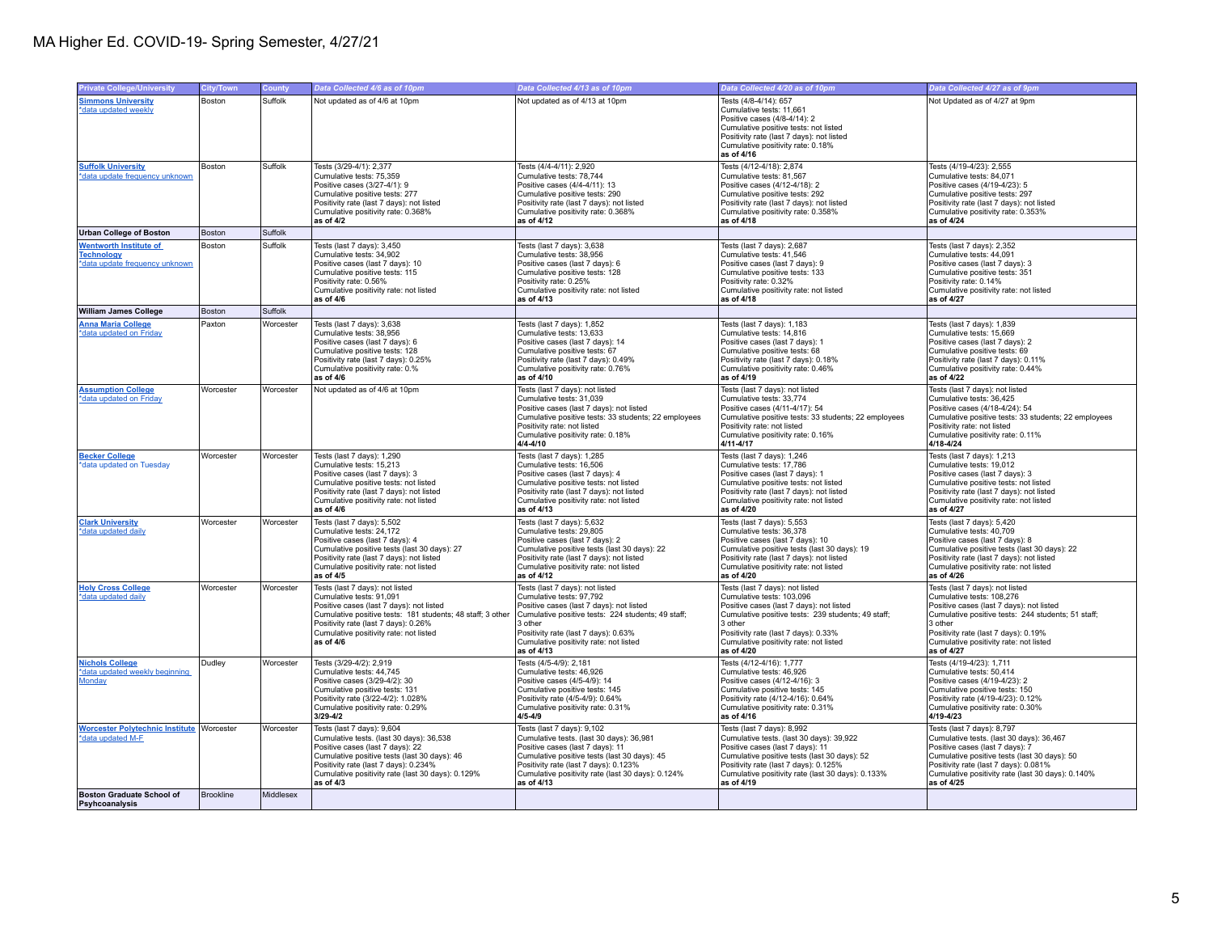# MA Higher Ed. COVID-19- Spring Semester, 4/27/21

| Private College/University | City/Town | County | Data Collected 4/6 as of 10pm | Data Collected 4/13 as of 10pm | Data Collected 4/20 as of 10pm | Data Collected 4/27 as of 9pm |
|---|---|---|---|---|---|---|
| Simmons University *data updated weekly | Boston | Suffolk | Not updated as of 4/6 at 10pm | Not updated as of 4/13 at 10pm | Tests (4/8-4/14): 657<br>Cumulative tests: 11,661<br>Positive cases (4/8-4/14): 2<br>Cumulative positive tests: not listed<br>Positivity rate (last 7 days): not listed<br>Cumulative positivity rate: 0.18%<br>**as of 4/16** | Not Updated as of 4/27 at 9pm |
| Suffolk University *data update frequency unknown | Boston | Suffolk | Tests (3/29-4/1): 2,377<br>Cumulative tests: 75,359<br>Positive cases (3/27-4/1): 9<br>Cumulative positive tests: 277<br>Positivity rate (last 7 days): not listed<br>Cumulative positivity rate: 0.368%<br>**as of 4/2** | Tests (4/4-4/11): 2,920<br>Cumulative tests: 78,744<br>Positive cases (4/4-4/11): 13<br>Cumulative positive tests: 290<br>Positivity rate (last 7 days): not listed<br>Cumulative positivity rate: 0.368%<br>**as of 4/12** | Tests (4/12-4/18): 2,874<br>Cumulative tests: 81,567<br>Positive cases (4/12-4/18): 2<br>Cumulative positive tests: 292<br>Positivity rate (last 7 days): not listed<br>Cumulative positivity rate: 0.358%<br>**as of 4/18** | Tests (4/19-4/23): 2,555<br>Cumulative tests: 84,071<br>Positive cases (4/19-4/23): 5<br>Cumulative positive tests: 297<br>Positivity rate (last 7 days): not listed<br>Cumulative positivity rate: 0.353%<br>**as of 4/24** |
| **Urban College of Boston** | Boston | Suffolk | | | | |
| Wentworth Institute of Technology *data update frequency unknown | Boston | Suffolk | Tests (last 7 days): 3,450<br>Cumulative tests: 34,902<br>Positive cases (last 7 days): 10<br>Cumulative positive tests: 115<br>Positivity rate: 0.56%<br>Cumulative positivity rate: not listed<br>**as of 4/6** | Tests (last 7 days): 3,638<br>Cumulative tests: 38,956<br>Positive cases (last 7 days): 6<br>Cumulative positive tests: 128<br>Positivity rate: 0.25%<br>Cumulative positivity rate: not listed<br>**as of 4/13** | Tests (last 7 days): 2,687<br>Cumulative tests: 41,546<br>Positive cases (last 7 days): 9<br>Cumulative positive tests: 133<br>Positivity rate: 0.32%<br>Cumulative positivity rate: not listed<br>**as of 4/18** | Tests (last 7 days): 2,352<br>Cumulative tests: 44,091<br>Positive cases (last 7 days): 3<br>Cumulative positive tests: 351<br>Positivity rate: 0.14%<br>Cumulative positivity rate: not listed<br>**as of 4/27** |
| **William James College** | Boston | Suffolk | | | | |
| Anna Maria College *data updated on Friday | Paxton | Worcester | Tests (last 7 days): 3,638<br>Cumulative tests: 38,956<br>Positive cases (last 7 days): 6<br>Cumulative positive tests: 128<br>Positivity rate (last 7 days): 0.25%<br>Cumulative positivity rate: 0.%<br>**as of 4/6** | Tests (last 7 days): 1,852<br>Cumulative tests: 13,633<br>Positive cases (last 7 days): 14<br>Cumulative positive tests: 67<br>Positivity rate (last 7 days): 0.49%<br>Cumulative positivity rate: 0.76%<br>**as of 4/10** | Tests (last 7 days): 1,183<br>Cumulative tests: 14,816<br>Positive cases (last 7 days): 1<br>Cumulative positive tests: 68<br>Positivity rate (last 7 days): 0.18%<br>Cumulative positivity rate: 0.46%<br>**as of 4/19** | Tests (last 7 days): 1,839<br>Cumulative tests: 15,669<br>Positive cases (last 7 days): 2<br>Cumulative positive tests: 69<br>Positivity rate (last 7 days): 0.11%<br>Cumulative positivity rate: 0.44%<br>**as of 4/22** |
| Assumption College *data updated on Friday | Worcester | Worcester | Not updated as of 4/6 at 10pm | Tests (last 7 days): not listed<br>Cumulative tests: 31,039<br>Positive cases (last 7 days): not listed<br>Cumulative positive tests: 33 students; 22 employees<br>Positivity rate: not listed<br>Cumulative positivity rate: 0.18%<br>**4/4-4/10** | Tests (last 7 days): not listed<br>Cumulative tests: 33,774<br>Positive cases (4/11-4/17): 54<br>Cumulative positive tests: 33 students; 22 employees<br>Positivity rate: not listed<br>Cumulative positivity rate: 0.16%<br>**4/11-4/17** | Tests (last 7 days): not listed<br>Cumulative tests: 36,425<br>Positive cases (4/18-4/24): 54<br>Cumulative positive tests: 33 students; 22 employees<br>Positivity rate: not listed<br>Cumulative positivity rate: 0.11%<br>**4/18-4/24** |
| Becker College *data updated on Tuesday | Worcester | Worcester | Tests (last 7 days): 1,290<br>Cumulative tests: 15,213<br>Positive cases (last 7 days): 3<br>Cumulative positive tests: not listed<br>Positivity rate (last 7 days): not listed<br>Cumulative positivity rate: not listed<br>**as of 4/6** | Tests (last 7 days): 1,285<br>Cumulative tests: 16,506<br>Positive cases (last 7 days): 4<br>Cumulative positive tests: not listed<br>Positivity rate (last 7 days): not listed<br>Cumulative positivity rate: not listed<br>**as of 4/13** | Tests (last 7 days): 1,246<br>Cumulative tests: 17,786<br>Positive cases (last 7 days): 1<br>Cumulative positive tests: not listed<br>Positivity rate (last 7 days): not listed<br>Cumulative positivity rate: not listed<br>**as of 4/20** | Tests (last 7 days): 1,213<br>Cumulative tests: 19,012<br>Positive cases (last 7 days): 3<br>Cumulative positive tests: not listed<br>Positivity rate (last 7 days): not listed<br>Cumulative positivity rate: not listed<br>**as of 4/27** |
| Clark University *data updated daily | Worcester | Worcester | Tests (last 7 days): 5,502<br>Cumulative tests: 24,172<br>Positive cases (last 7 days): 4<br>Cumulative positive tests (last 30 days): 27<br>Positivity rate (last 7 days): not listed<br>Cumulative positivity rate: not listed<br>**as of 4/5** | Tests (last 7 days): 5,632<br>Cumulative tests: 29,805<br>Positive cases (last 7 days): 2<br>Cumulative positive tests (last 30 days): 22<br>Positivity rate (last 7 days): not listed<br>Cumulative positivity rate: not listed<br>**as of 4/12** | Tests (last 7 days): 5,553<br>Cumulative tests: 36,378<br>Positive cases (last 7 days): 10<br>Cumulative positive tests (last 30 days): 19<br>Positivity rate (last 7 days): not listed<br>Cumulative positivity rate: not listed<br>**as of 4/20** | Tests (last 7 days): 5,420<br>Cumulative tests: 40,709<br>Positive cases (last 7 days): 8<br>Cumulative positive tests (last 30 days): 22<br>Positivity rate (last 7 days): not listed<br>Cumulative positivity rate: not listed<br>**as of 4/26** |
| Holy Cross College *data updated daily | Worcester | Worcester | Tests (last 7 days): not listed<br>Cumulative tests: 91,091<br>Positive cases (last 7 days): not listed<br>Cumulative positive tests: 181 students; 48 staff; 3 other<br>Positivity rate (last 7 days): 0.26%<br>Cumulative positivity rate: not listed<br>**as of 4/6** | Tests (last 7 days): not listed<br>Cumulative tests: 97,792<br>Positive cases (last 7 days): not listed<br>Cumulative positive tests: 224 students; 49 staff; 3 other<br>Positivity rate (last 7 days): 0.63%<br>Cumulative positivity rate: not listed<br>**as of 4/13** | Tests (last 7 days): not listed<br>Cumulative tests: 103,096<br>Positive cases (last 7 days): not listed<br>Cumulative positive tests: 239 students; 49 staff; 3 other<br>Positivity rate (last 7 days): 0.33%<br>Cumulative positivity rate: not listed<br>**as of 4/20** | Tests (last 7 days): not listed<br>Cumulative tests: 108,276<br>Positive cases (last 7 days): not listed<br>Cumulative positive tests: 244 students; 51 staff; 3 other<br>Positivity rate (last 7 days): 0.19%<br>Cumulative positivity rate: not listed<br>**as of 4/27** |
| Nichols College *data updated weekly beginning Monday | Dudley | Worcester | Tests (3/29-4/2): 2,919<br>Cumulative tests: 44,745<br>Positive cases (3/29-4/2): 30<br>Cumulative positive tests: 131<br>Positivity rate (3/22-4/2): 1.028%<br>Cumulative positivity rate: 0.29%<br>**3/29-4/2** | Tests (4/5-4/9): 2,181<br>Cumulative tests: 46,926<br>Positive cases (4/5-4/9): 14<br>Cumulative positive tests: 145<br>Positivity rate (4/5-4/9): 0.64%<br>Cumulative positivity rate: 0.31%<br>**4/5-4/9** | Tests (4/12-4/16): 1,777<br>Cumulative tests: 46,926<br>Positive cases (4/12-4/16): 3<br>Cumulative positive tests: 145<br>Positivity rate (4/12-4/16): 0.64%<br>Cumulative positivity rate: 0.31%<br>**as of 4/16** | Tests (4/19-4/23): 1,711<br>Cumulative tests: 50,414<br>Positive cases (4/19-4/23): 2<br>Cumulative positive tests: 150<br>Positivity rate (4/19-4/23): 0.12%<br>Cumulative positivity rate: 0.30%<br>**4/19-4/23** |
| Worcester Polytechnic Institute *data updated M-F | Worcester | Worcester | Tests (last 7 days): 9,604<br>Cumulative tests. (last 30 days): 36,538<br>Positive cases (last 7 days): 22<br>Cumulative positive tests (last 30 days): 46<br>Positivity rate (last 7 days): 0.234%<br>Cumulative positivity rate (last 30 days): 0.129%<br>**as of 4/3** | Tests (last 7 days): 9,102<br>Cumulative tests. (last 30 days): 36,981<br>Positive cases (last 7 days): 11<br>Cumulative positive tests (last 30 days): 45<br>Positivity rate (last 7 days): 0.123%<br>Cumulative positivity rate (last 30 days): 0.124%<br>**as of 4/13** | Tests (last 7 days): 8,992<br>Cumulative tests. (last 30 days): 39,922<br>Positive cases (last 7 days): 11<br>Cumulative positive tests (last 30 days): 52<br>Positivity rate (last 7 days): 0.125%<br>Cumulative positivity rate (last 30 days): 0.133%<br>**as of 4/19** | Tests (last 7 days): 8,797<br>Cumulative tests. (last 30 days): 36,467<br>Positive cases (last 7 days): 7<br>Cumulative positive tests (last 30 days): 50<br>Positivity rate (last 7 days): 0.081%<br>Cumulative positivity rate (last 30 days): 0.140%<br>**as of 4/25** |
| **Boston Graduate School of Psyhcoanalysis** | Brookline | Middlesex | | | | |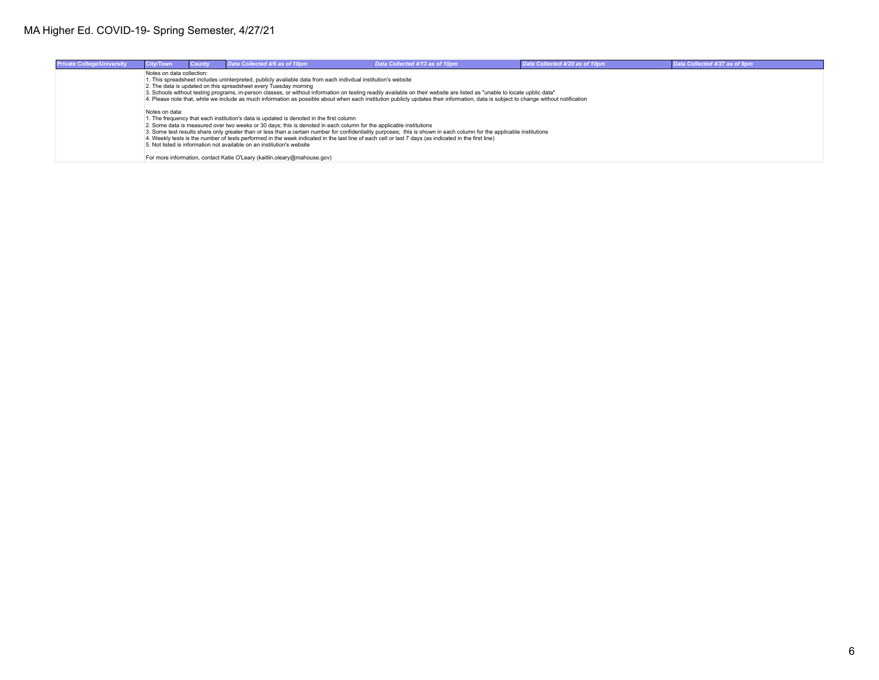# MA Higher Ed. COVID-19- Spring Semester, 4/27/21

| Private College/University | City/Town | County | *Data Collected 4/6 as of 10pm* | *Data Collected 4/13 as of 10pm* | *Data Collected 4/20 as of 10pm* | *Data Collected 4/27 as of 9pm* |
|---|---|---|---|---|---|---|
| | Notes on data collection:<br>1. This spreadsheet includes uninterpreted, publicly available data from each indivdual institution's website<br>2. The data is updated on this spreadsheet every Tuesday morning<br>3. Schools without testing programs, in-person classes, or without information on testing readily available on their website are listed as "unable to locate upblic data"<br>4. Please note that, while we include as much information as possible about when each institution publicly updates their information, data is subject to change without notification<br><br>Notes on data:<br>1. The frequency that each institution's data is updated is denoted in the first column<br>2. Some data is measured over two weeks or 30 days; this is denoted in each column for the applicable institutions<br>3. Some test results share only greater than or less than a certain number for confidentiality purposes; this is shown in each column for the applicable institutions<br>4. Weekly tests is the number of tests performed in the week indicated in the last line of each cell or last 7 days (as indicated in the first line)<br>5. Not listed is information not available on an institution's website<br><br>For more information, contact Katie O'Leary (kaitlin.oleary@mahouse.gov) | | | | | |